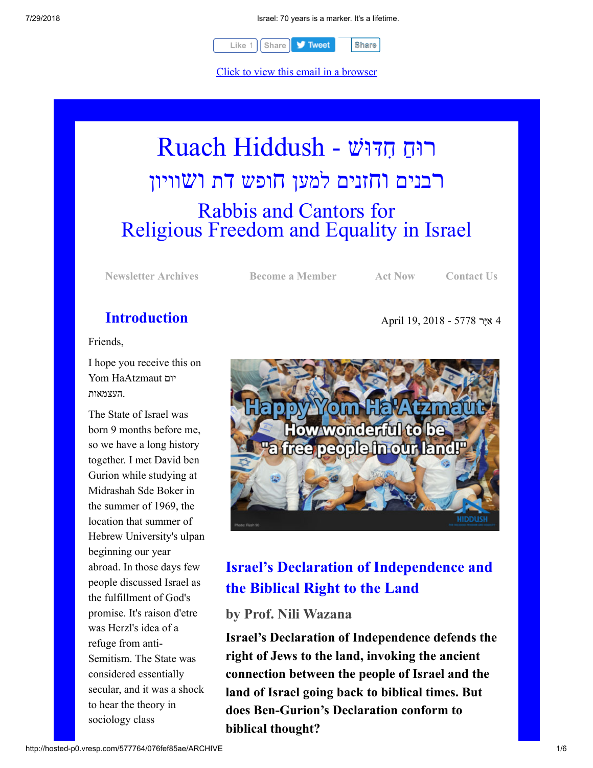Like 1 | Share | Tweet | Share

Click to view this email in a browser

# Ruach Hiddush - רוּחַ חִדּוּשׁ

## רבנים וחזנים למען חופש דת ושוויון

## Rabbis and Cantors for Religious Freedom and Equality in Israel

Newsletter Archives | Become a Member | Act Now | Contact Us

## Introduction

April 19, 2018 - 5778 אִיָּר 4

Friends,

I hope you receive this on Yom HaAtzmaut יום העצמאות.

The State of Israel was born 9 months before me, so we have a long history together. I met David ben Gurion while studying at Midrashah Sde Boker in the summer of 1969, the location that summer of Hebrew University's ulpan beginning our year abroad. In those days few people discussed Israel as the fulfillment of God's promise. It's raison d'etre was Herzl's idea of a refuge from anti-Semitism. The State was considered essentially secular, and it was a shock to hear the theory in sociology class

## Israel's Declaration of Independence and the Biblical Right to the Land

### by Prof. Nili Wazana

**Israel's Declaration of Independence defends the right of Jews to the land, invoking the ancient connection between the people of Israel and the land of Israel going back to biblical times. But does Ben-Gurion's Declaration conform to biblical thought?**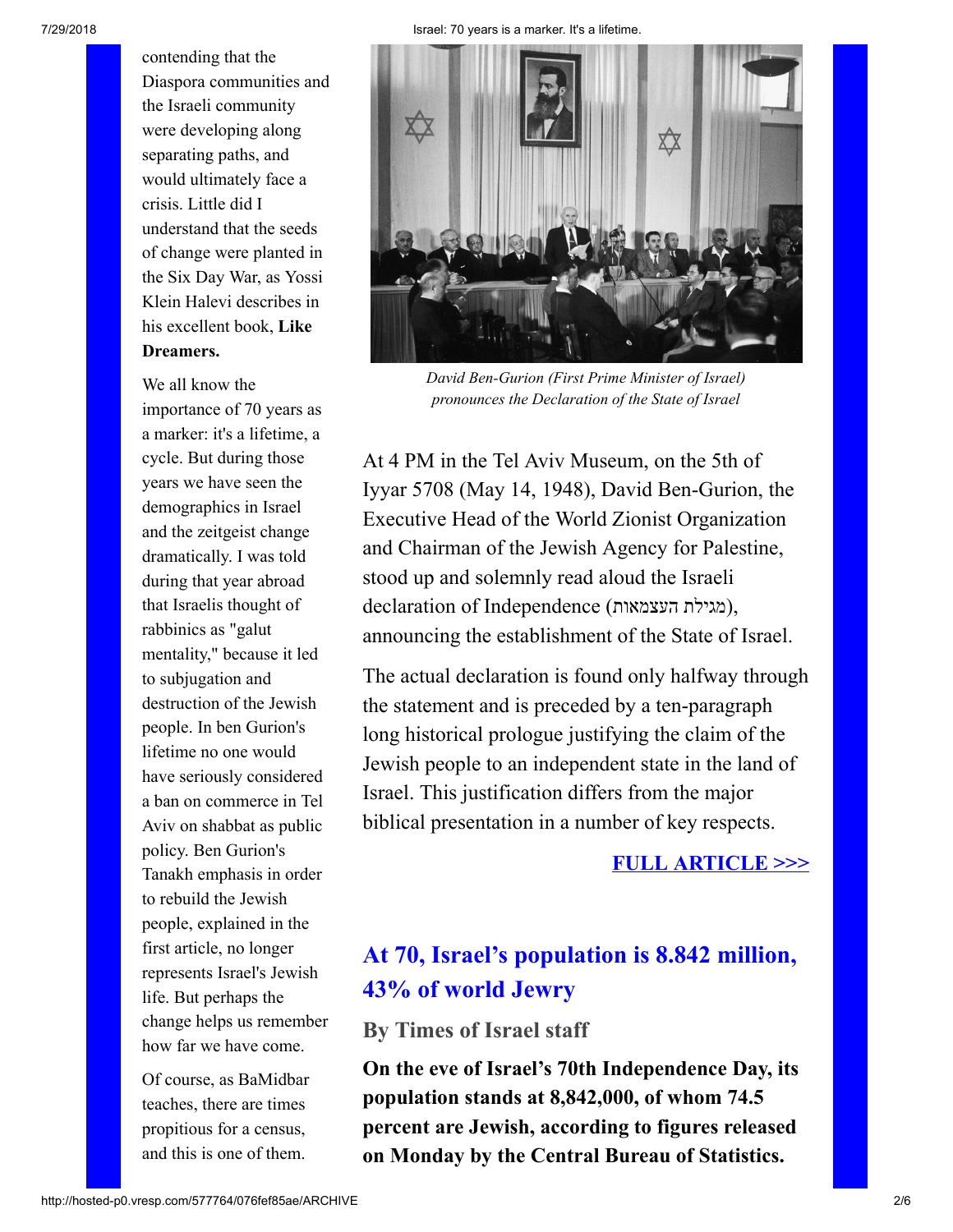contending that the Diaspora communities and the Israeli community were developing along separating paths, and would ultimately face a crisis. Little did I understand that the seeds of change were planted in the Six Day War, as Yossi Klein Halevi describes in his excellent book, **Like Dreamers.**

We all know the importance of 70 years as a marker: it's a lifetime, a cycle. But during those years we have seen the demographics in Israel and the zeitgeist change dramatically. I was told during that year abroad that Israelis thought of rabbinics as "galut mentality," because it led to subjugation and destruction of the Jewish people. In ben Gurion's lifetime no one would have seriously considered a ban on commerce in Tel Aviv on shabbat as public policy. Ben Gurion's Tanakh emphasis in order to rebuild the Jewish people, explained in the first article, no longer represents Israel's Jewish life. But perhaps the change helps us remember how far we have come.

Of course, as BaMidbar teaches, there are times propitious for a census, and this is one of them.

*David Ben-Gurion (First Prime Minister of Israel) pronounces the Declaration of the State of Israel*

At 4 PM in the Tel Aviv Museum, on the 5th of Iyyar 5708 (May 14, 1948), David Ben-Gurion, the Executive Head of the World Zionist Organization and Chairman of the Jewish Agency for Palestine, stood up and solemnly read aloud the Israeli declaration of Independence (מגילת העצמאות), announcing the establishment of the State of Israel.

The actual declaration is found only halfway through the statement and is preceded by a ten-paragraph long historical prologue justifying the claim of the Jewish people to an independent state in the land of Israel. This justification differs from the major biblical presentation in a number of key respects.

**FULL ARTICLE >>>**

## At 70, Israel's population is 8.842 million, 43% of world Jewry

### By Times of Israel staff

**On the eve of Israel's 70th Independence Day, its population stands at 8,842,000, of whom 74.5 percent are Jewish, according to figures released on Monday by the Central Bureau of Statistics.**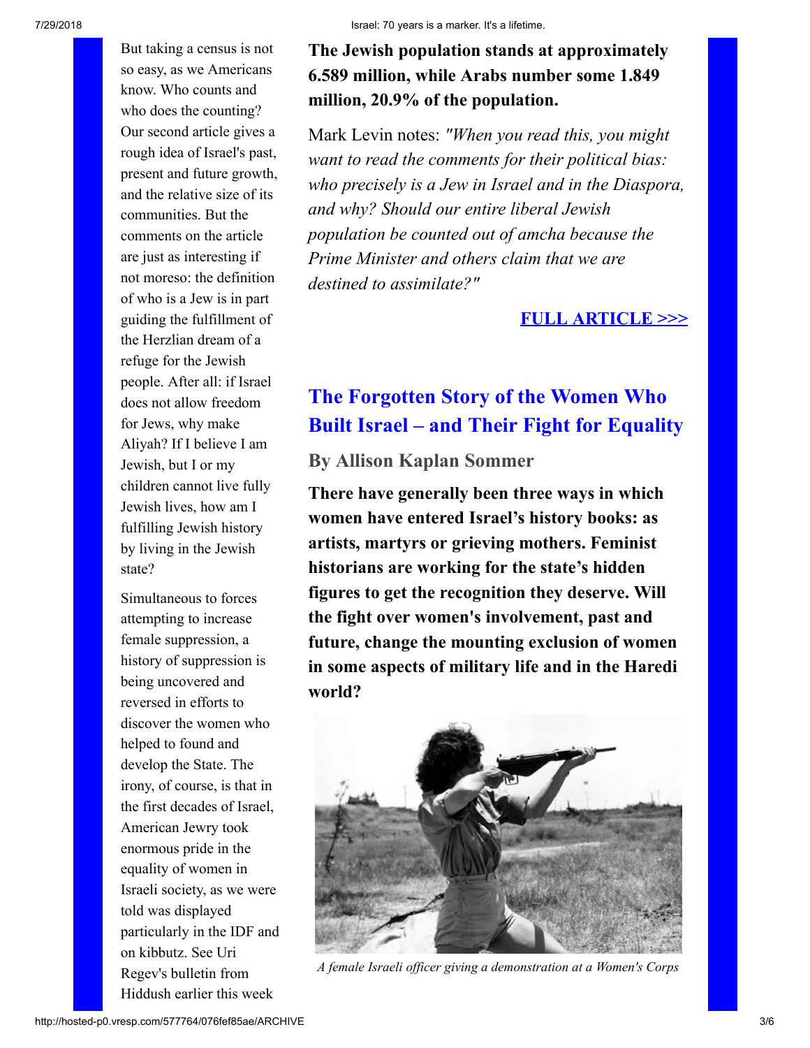But taking a census is not so easy, as we Americans know. Who counts and who does the counting? Our second article gives a rough idea of Israel's past, present and future growth, and the relative size of its communities. But the comments on the article are just as interesting if not moreso: the definition of who is a Jew is in part guiding the fulfillment of the Herzlian dream of a refuge for the Jewish people. After all: if Israel does not allow freedom for Jews, why make Aliyah? If I believe I am Jewish, but I or my children cannot live fully Jewish lives, how am I fulfilling Jewish history by living in the Jewish state?

Simultaneous to forces attempting to increase female suppression, a history of suppression is being uncovered and reversed in efforts to discover the women who helped to found and develop the State. The irony, of course, is that in the first decades of Israel, American Jewry took enormous pride in the equality of women in Israeli society, as we were told was displayed particularly in the IDF and on kibbutz. See Uri Regev's bulletin from Hiddush earlier this week

**The Jewish population stands at approximately 6.589 million, while Arabs number some 1.849 million, 20.9% of the population.**

Mark Levin notes: *"When you read this, you might want to read the comments for their political bias: who precisely is a Jew in Israel and in the Diaspora, and why? Should our entire liberal Jewish population be counted out of amcha because the Prime Minister and others claim that we are destined to assimilate?"*

**FULL ARTICLE >>>**

## The Forgotten Story of the Women Who Built Israel – and Their Fight for Equality

### By Allison Kaplan Sommer

**There have generally been three ways in which women have entered Israel's history books: as artists, martyrs or grieving mothers. Feminist historians are working for the state's hidden figures to get the recognition they deserve. Will the fight over women's involvement, past and future, change the mounting exclusion of women in some aspects of military life and in the Haredi world?**

*A female Israeli officer giving a demonstration at a Women's Corps*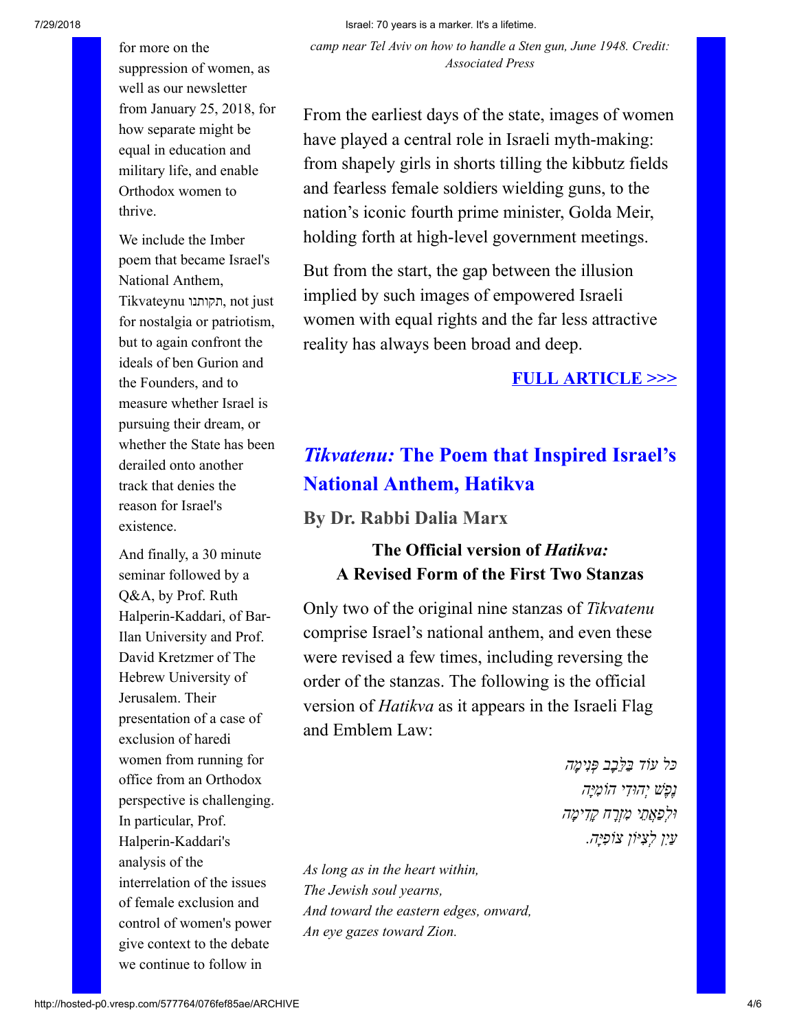for more on the suppression of women, as well as our newsletter from January 25, 2018, for how separate might be equal in education and military life, and enable Orthodox women to thrive.

We include the Imber poem that became Israel's National Anthem, Tikvateynu תקותנו, not just for nostalgia or patriotism, but to again confront the ideals of ben Gurion and the Founders, and to measure whether Israel is pursuing their dream, or whether the State has been derailed onto another track that denies the reason for Israel's existence.

And finally, a 30 minute seminar followed by a Q&A, by Prof. Ruth Halperin-Kaddari, of Bar-Ilan University and Prof. David Kretzmer of The Hebrew University of Jerusalem. Their presentation of a case of exclusion of haredi women from running for office from an Orthodox perspective is challenging. In particular, Prof. Halperin-Kaddari's analysis of the interrelation of the issues of female exclusion and control of women's power give context to the debate we continue to follow in

*camp near Tel Aviv on how to handle a Sten gun, June 1948. Credit: Associated Press*

From the earliest days of the state, images of women have played a central role in Israeli myth-making: from shapely girls in shorts tilling the kibbutz fields and fearless female soldiers wielding guns, to the nation's iconic fourth prime minister, Golda Meir, holding forth at high-level government meetings.

But from the start, the gap between the illusion implied by such images of empowered Israeli women with equal rights and the far less attractive reality has always been broad and deep.

**FULL ARTICLE >>>**

## *Tikvatenu:* The Poem that Inspired Israel's National Anthem, Hatikva

### By Dr. Rabbi Dalia Marx

### The Official version of *Hatikva:* A Revised Form of the First Two Stanzas

Only two of the original nine stanzas of *Tikvatenu* comprise Israel's national anthem, and even these were revised a few times, including reversing the order of the stanzas. The following is the official version of *Hatikva* as it appears in the Israeli Flag and Emblem Law:

*כל עוֹד בַּלֵּבָב פְּנִימָה*
*נֶפֶשׁ יְהוּדִי הוֹמִיָּה*
*וּלְפַאֲתֵי מִזְרָח קָדִימָה*
*עַיִן לְצִיּוֹן צוֹפִיָּה.*

*As long as in the heart within,*
*The Jewish soul yearns,*
*And toward the eastern edges, onward,*
*An eye gazes toward Zion.*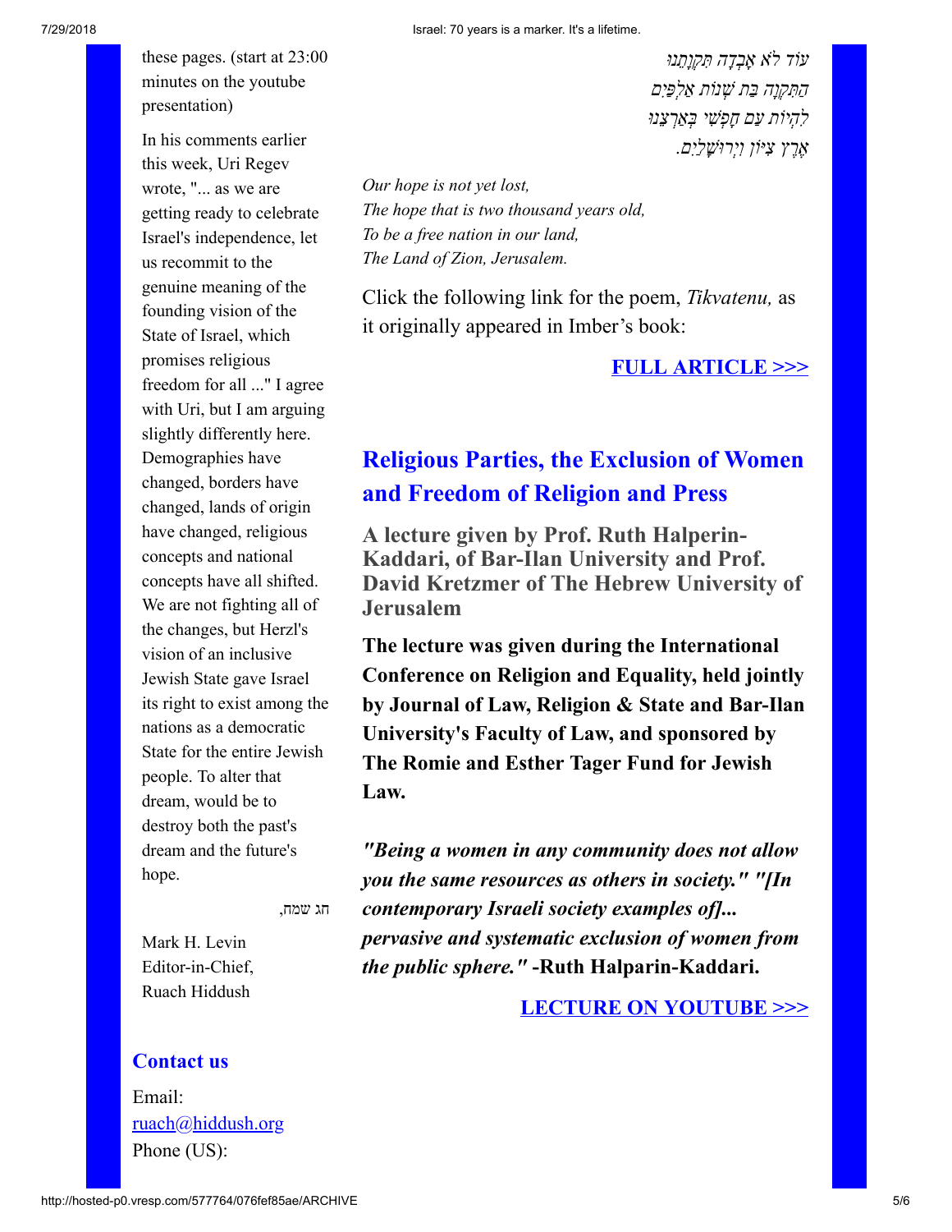these pages. (start at 23:00 minutes on the youtube presentation)

In his comments earlier this week, Uri Regev wrote, "... as we are getting ready to celebrate Israel's independence, let us recommit to the genuine meaning of the founding vision of the State of Israel, which promises religious freedom for all ..." I agree with Uri, but I am arguing slightly differently here. Demographies have changed, borders have changed, lands of origin have changed, religious concepts and national concepts have all shifted. We are not fighting all of the changes, but Herzl's vision of an inclusive Jewish State gave Israel its right to exist among the nations as a democratic State for the entire Jewish people. To alter that dream, would be to destroy both the past's dream and the future's hope.

חג שמח,

Mark H. Levin
Editor-in-Chief,
Ruach Hiddush

## Contact us

Email: ruach@hiddush.org
Phone (US):

*עוֹד לֹא אָבְדָה תִּקְוָתֵנוּ*
*הַתִּקְוָה בַּת שְׁנוֹת אַלְפַּיִם*
*לִהְיוֹת עַם חָפְשִׁי בְּאַרְצֵנוּ*
*אֶרֶץ צִיּוֹן וִירוּשָׁלַיִם.*

*Our hope is not yet lost,*
*The hope that is two thousand years old,*
*To be a free nation in our land,*
*The Land of Zion, Jerusalem.*

Click the following link for the poem, *Tikvatenu,* as it originally appeared in Imber's book:

**FULL ARTICLE >>>**

## Religious Parties, the Exclusion of Women and Freedom of Religion and Press

### A lecture given by Prof. Ruth Halperin-Kaddari, of Bar-Ilan University and Prof. David Kretzmer of The Hebrew University of Jerusalem

**The lecture was given during the International Conference on Religion and Equality, held jointly by Journal of Law, Religion & State and Bar-Ilan University's Faculty of Law, and sponsored by The Romie and Esther Tager Fund for Jewish Law.**

***"Being a women in any community does not allow you the same resources as others in society." "[In contemporary Israeli society examples of]... pervasive and systematic exclusion of women from the public sphere."*** **-Ruth Halparin-Kaddari.**

**LECTURE ON YOUTUBE >>>**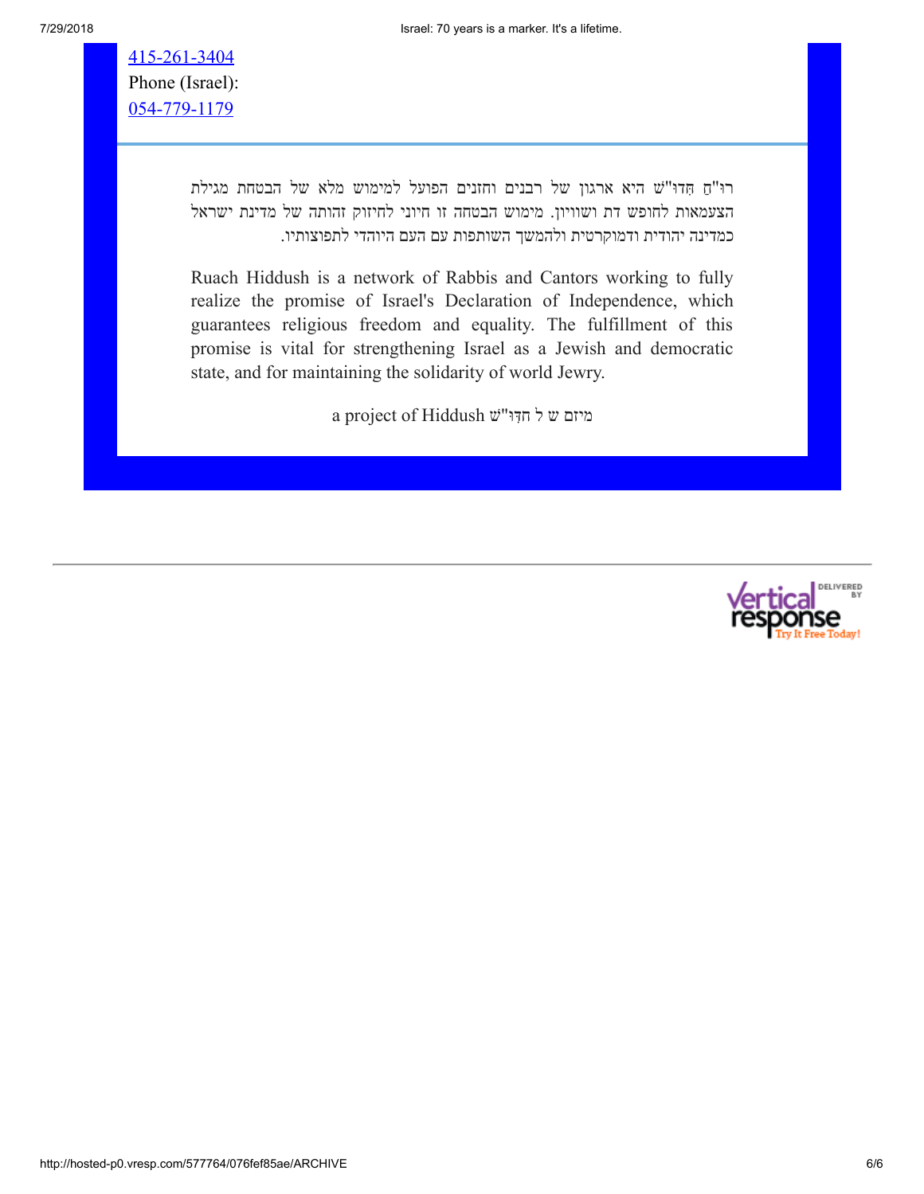415-261-3404
Phone (Israel):
054-779-1179

רו"חַ חִדּוּ"ש היא ארגון של רבנים וחזנים הפועל למימוש מלא של הבטחת מגילת העצמאות לחופש דת ושוויון. מימוש הבטחה זו חיוני לחיזוק זהותה של מדינת ישראל כמדינה יהודית ודמוקרטית ולהמשך השותפות עם העם היוהדי לתפוצותיו.

Ruach Hiddush is a network of Rabbis and Cantors working to fully realize the promise of Israel's Declaration of Independence, which guarantees religious freedom and equality. The fulfillment of this promise is vital for strengthening Israel as a Jewish and democratic state, and for maintaining the solidarity of world Jewry.

a project of Hiddush מיזם ש ל חִדּוּ"ש

Vertical response DELIVERED BY Try It Free Today!